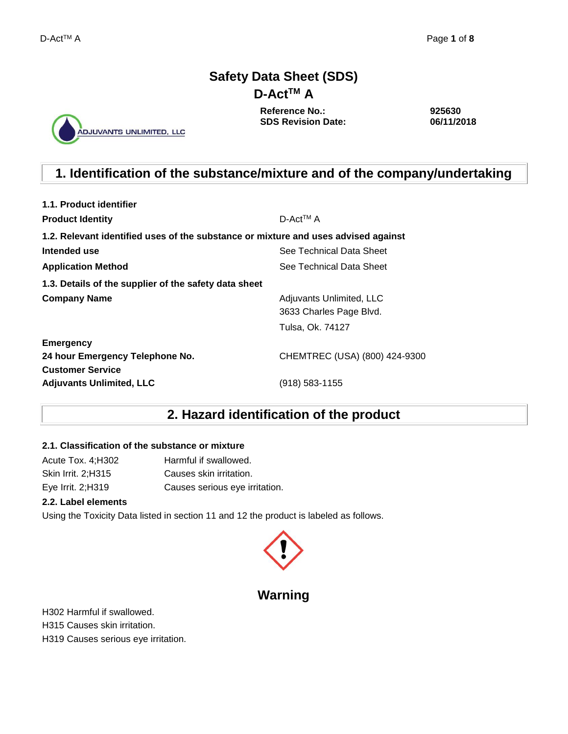# Safety Data Sheet (SDS)

# D-Act™ A

**Reference No.:** 925630

**SDS Revision Date:** 06/11/2018

ADJUVANTS UNLIMITED, LLC

## 1. Identification of the substance/mixture and of the company/undertaking

**1.1. Product identifier**

| | |
|---|---|
| **Product Identity** | D-Act™ A |

**1.2. Relevant identified uses of the substance or mixture and uses advised against**

| | |
|---|---|
| **Intended use** | See Technical Data Sheet |
| **Application Method** | See Technical Data Sheet |

**1.3. Details of the supplier of the safety data sheet**

| | |
|---|---|
| **Company Name** | Adjuvants Unlimited, LLC<br>3633 Charles Page Blvd.<br>Tulsa, Ok. 74127 |
| **Emergency** | |
| **24 hour Emergency Telephone No.** | CHEMTREC (USA) (800) 424-9300 |
| **Customer Service** | |
| **Adjuvants Unlimited, LLC** | (918) 583-1155 |

## 2. Hazard identification of the product

**2.1. Classification of the substance or mixture**

| | |
|---|---|
| Acute Tox. 4;H302 | Harmful if swallowed. |
| Skin Irrit. 2;H315 | Causes skin irritation. |
| Eye Irrit. 2;H319 | Causes serious eye irritation. |

**2.2. Label elements**

Using the Toxicity Data listed in section 11 and 12 the product is labeled as follows.

**Warning**

H302 Harmful if swallowed.

H315 Causes skin irritation.

H319 Causes serious eye irritation.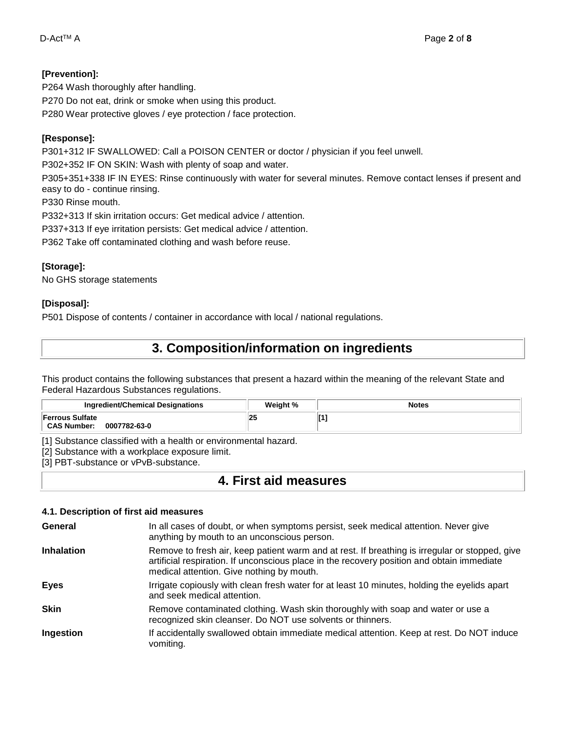**[Prevention]:**

P264 Wash thoroughly after handling.

P270 Do not eat, drink or smoke when using this product.

P280 Wear protective gloves / eye protection / face protection.

**[Response]:**

P301+312 IF SWALLOWED: Call a POISON CENTER or doctor / physician if you feel unwell.

P302+352 IF ON SKIN: Wash with plenty of soap and water.

P305+351+338 IF IN EYES: Rinse continuously with water for several minutes. Remove contact lenses if present and easy to do - continue rinsing.

P330 Rinse mouth.

P332+313 If skin irritation occurs: Get medical advice / attention.

P337+313 If eye irritation persists: Get medical advice / attention.

P362 Take off contaminated clothing and wash before reuse.

**[Storage]:**

No GHS storage statements

**[Disposal]:**

P501 Dispose of contents / container in accordance with local / national regulations.

# 3. Composition/information on ingredients

This product contains the following substances that present a hazard within the meaning of the relevant State and Federal Hazardous Substances regulations.

| Ingredient/Chemical Designations | Weight % | Notes |
|---|---|---|
| **Ferrous Sulfate**<br>**CAS Number: 0007782-63-0** | 25 | [1] |

[1] Substance classified with a health or environmental hazard.

[2] Substance with a workplace exposure limit.

[3] PBT-substance or vPvB-substance.

# 4. First aid measures

### 4.1. Description of first aid measures

**General** In all cases of doubt, or when symptoms persist, seek medical attention. Never give anything by mouth to an unconscious person.

**Inhalation** Remove to fresh air, keep patient warm and at rest. If breathing is irregular or stopped, give artificial respiration. If unconscious place in the recovery position and obtain immediate medical attention. Give nothing by mouth.

**Eyes** Irrigate copiously with clean fresh water for at least 10 minutes, holding the eyelids apart and seek medical attention.

**Skin** Remove contaminated clothing. Wash skin thoroughly with soap and water or use a recognized skin cleanser. Do NOT use solvents or thinners.

**Ingestion** If accidentally swallowed obtain immediate medical attention. Keep at rest. Do NOT induce vomiting.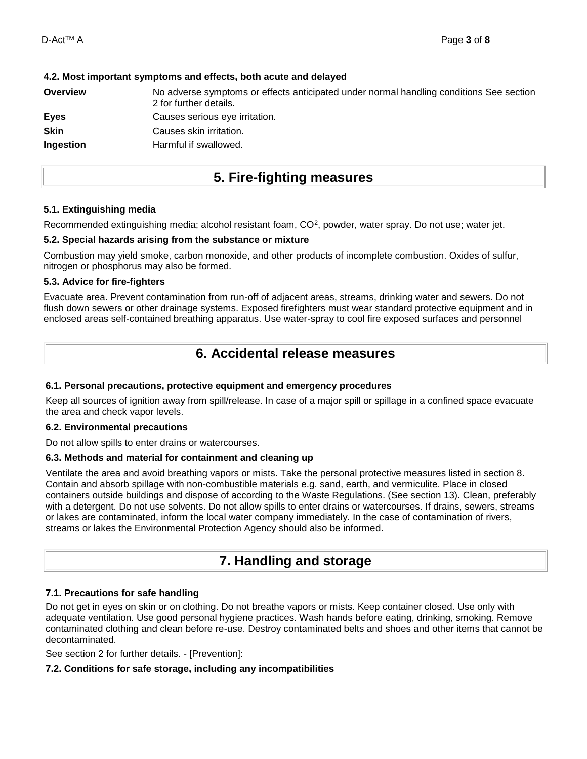### 4.2. Most important symptoms and effects, both acute and delayed

| | |
|---|---|
| **Overview** | No adverse symptoms or effects anticipated under normal handling conditions See section 2 for further details. |
| **Eyes** | Causes serious eye irritation. |
| **Skin** | Causes skin irritation. |
| **Ingestion** | Harmful if swallowed. |

## 5. Fire-fighting measures

### 5.1. Extinguishing media

Recommended extinguishing media; alcohol resistant foam, $CO^2$, powder, water spray. Do not use; water jet.

### 5.2. Special hazards arising from the substance or mixture

Combustion may yield smoke, carbon monoxide, and other products of incomplete combustion. Oxides of sulfur, nitrogen or phosphorus may also be formed.

### 5.3. Advice for fire-fighters

Evacuate area. Prevent contamination from run-off of adjacent areas, streams, drinking water and sewers. Do not flush down sewers or other drainage systems. Exposed firefighters must wear standard protective equipment and in enclosed areas self-contained breathing apparatus. Use water-spray to cool fire exposed surfaces and personnel

## 6. Accidental release measures

### 6.1. Personal precautions, protective equipment and emergency procedures

Keep all sources of ignition away from spill/release. In case of a major spill or spillage in a confined space evacuate the area and check vapor levels.

### 6.2. Environmental precautions

Do not allow spills to enter drains or watercourses.

### 6.3. Methods and material for containment and cleaning up

Ventilate the area and avoid breathing vapors or mists. Take the personal protective measures listed in section 8. Contain and absorb spillage with non-combustible materials e.g. sand, earth, and vermiculite. Place in closed containers outside buildings and dispose of according to the Waste Regulations. (See section 13). Clean, preferably with a detergent. Do not use solvents. Do not allow spills to enter drains or watercourses. If drains, sewers, streams or lakes are contaminated, inform the local water company immediately. In the case of contamination of rivers, streams or lakes the Environmental Protection Agency should also be informed.

## 7. Handling and storage

### 7.1. Precautions for safe handling

Do not get in eyes on skin or on clothing. Do not breathe vapors or mists. Keep container closed. Use only with adequate ventilation. Use good personal hygiene practices. Wash hands before eating, drinking, smoking. Remove contaminated clothing and clean before re-use. Destroy contaminated belts and shoes and other items that cannot be decontaminated.

See section 2 for further details. - [Prevention]:

### 7.2. Conditions for safe storage, including any incompatibilities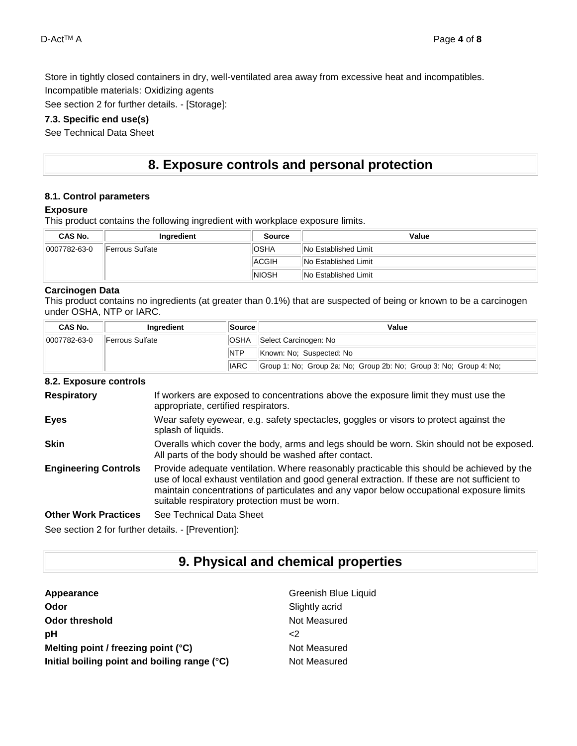Store in tightly closed containers in dry, well-ventilated area away from excessive heat and incompatibles.

Incompatible materials: Oxidizing agents

See section 2 for further details. - [Storage]:

### 7.3. Specific end use(s)

See Technical Data Sheet

## 8. Exposure controls and personal protection

### 8.1. Control parameters

**Exposure**

This product contains the following ingredient with workplace exposure limits.

| CAS No. | Ingredient | Source | Value |
|---|---|---|---|
| 0007782-63-0 | Ferrous Sulfate | OSHA | No Established Limit |
| | | ACGIH | No Established Limit |
| | | NIOSH | No Established Limit |

**Carcinogen Data**

This product contains no ingredients (at greater than 0.1%) that are suspected of being or known to be a carcinogen under OSHA, NTP or IARC.

| CAS No. | Ingredient | Source | Value |
|---|---|---|---|
| 0007782-63-0 | Ferrous Sulfate | OSHA | Select Carcinogen: No |
| | | NTP | Known: No; Suspected: No |
| | | IARC | Group 1: No; Group 2a: No; Group 2b: No; Group 3: No; Group 4: No; |

### 8.2. Exposure controls

**Respiratory** If workers are exposed to concentrations above the exposure limit they must use the appropriate, certified respirators.

**Eyes** Wear safety eyewear, e.g. safety spectacles, goggles or visors to protect against the splash of liquids.

**Skin** Overalls which cover the body, arms and legs should be worn. Skin should not be exposed. All parts of the body should be washed after contact.

**Engineering Controls** Provide adequate ventilation. Where reasonably practicable this should be achieved by the use of local exhaust ventilation and good general extraction. If these are not sufficient to maintain concentrations of particulates and any vapor below occupational exposure limits suitable respiratory protection must be worn.

**Other Work Practices** See Technical Data Sheet

See section 2 for further details. - [Prevention]:

## 9. Physical and chemical properties

| | |
|---|---|
| **Appearance** | Greenish Blue Liquid |
| **Odor** | Slightly acrid |
| **Odor threshold** | Not Measured |
| **pH** | <2 |
| **Melting point / freezing point (°C)** | Not Measured |
| **Initial boiling point and boiling range (°C)** | Not Measured |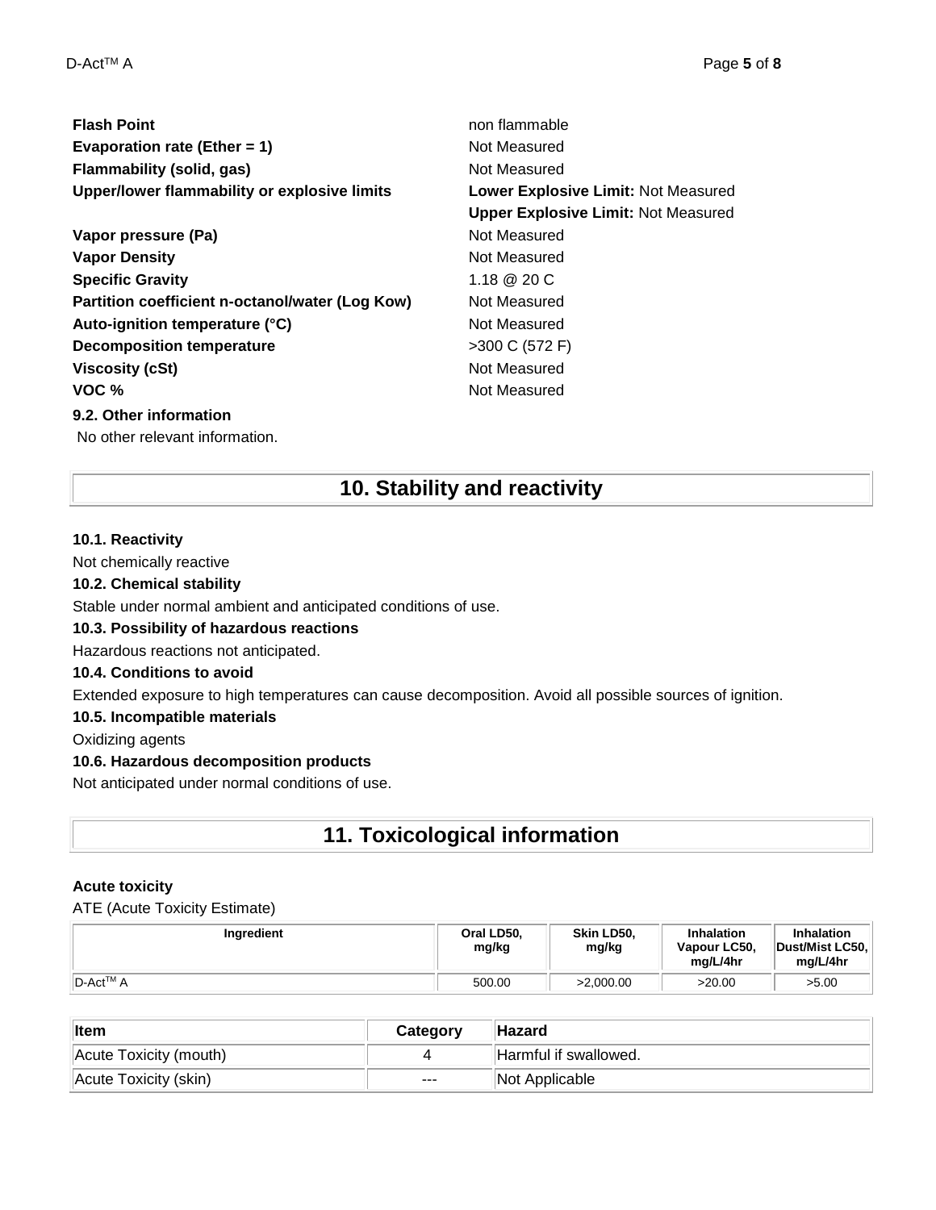| | |
|---|---|
| **Flash Point** | non flammable |
| **Evaporation rate (Ether = 1)** | Not Measured |
| **Flammability (solid, gas)** | Not Measured |
| **Upper/lower flammability or explosive limits** | **Lower Explosive Limit:** Not Measured<br>**Upper Explosive Limit:** Not Measured |
| **Vapor pressure (Pa)** | Not Measured |
| **Vapor Density** | Not Measured |
| **Specific Gravity** | 1.18 @ 20 C |
| **Partition coefficient n-octanol/water (Log Kow)** | Not Measured |
| **Auto-ignition temperature (°C)** | Not Measured |
| **Decomposition temperature** | >300 C (572 F) |
| **Viscosity (cSt)** | Not Measured |
| **VOC %** | Not Measured |

**9.2. Other information**

No other relevant information.

# 10. Stability and reactivity

**10.1. Reactivity**

Not chemically reactive

**10.2. Chemical stability**

Stable under normal ambient and anticipated conditions of use.

**10.3. Possibility of hazardous reactions**

Hazardous reactions not anticipated.

**10.4. Conditions to avoid**

Extended exposure to high temperatures can cause decomposition. Avoid all possible sources of ignition.

**10.5. Incompatible materials**

Oxidizing agents

**10.6. Hazardous decomposition products**

Not anticipated under normal conditions of use.

# 11. Toxicological information

**Acute toxicity**

ATE (Acute Toxicity Estimate)

| Ingredient | Oral LD50, mg/kg | Skin LD50, mg/kg | Inhalation Vapour LC50, mg/L/4hr | Inhalation Dust/Mist LC50, mg/L/4hr |
|---|---|---|---|---|
| D-Act™ A | 500.00 | >2,000.00 | >20.00 | >5.00 |

| Item | Category | Hazard |
|---|---|---|
| Acute Toxicity (mouth) | 4 | Harmful if swallowed. |
| Acute Toxicity (skin) | --- | Not Applicable |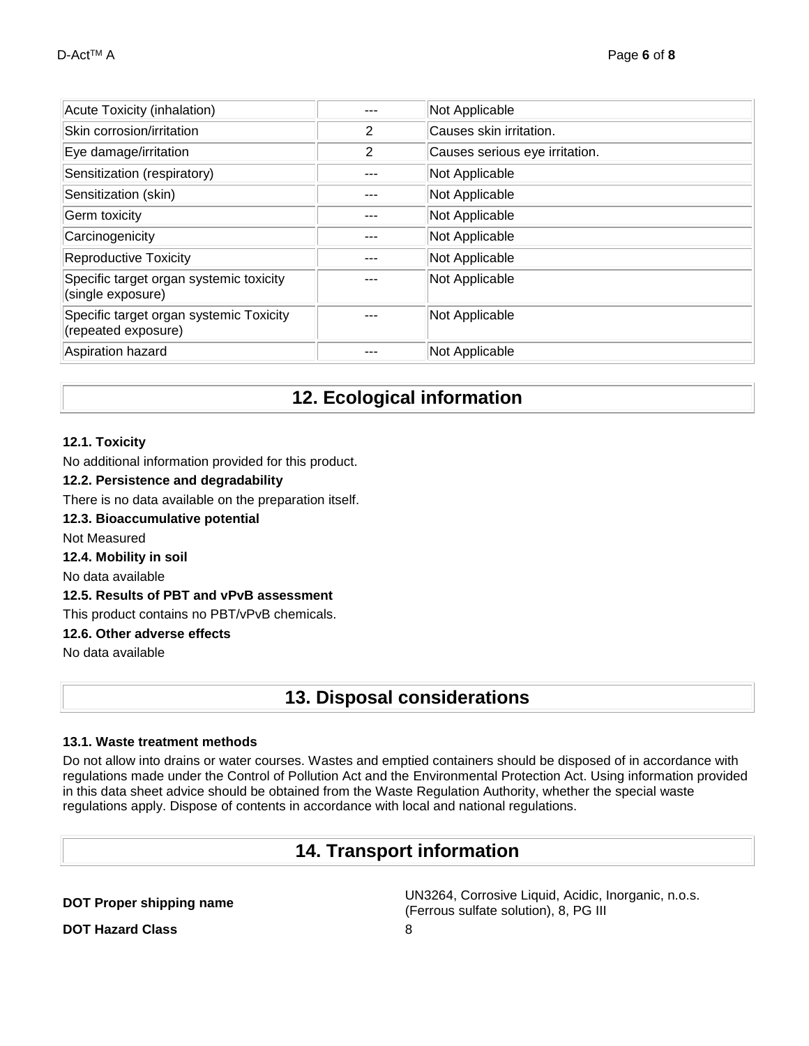| Acute Toxicity (inhalation) | --- | Not Applicable |
| --- | --- | --- |
| Skin corrosion/irritation | 2 | Causes skin irritation. |
| Eye damage/irritation | 2 | Causes serious eye irritation. |
| Sensitization (respiratory) | --- | Not Applicable |
| Sensitization (skin) | --- | Not Applicable |
| Germ toxicity | --- | Not Applicable |
| Carcinogenicity | --- | Not Applicable |
| Reproductive Toxicity | --- | Not Applicable |
| Specific target organ systemic toxicity (single exposure) | --- | Not Applicable |
| Specific target organ systemic Toxicity (repeated exposure) | --- | Not Applicable |
| Aspiration hazard | --- | Not Applicable |

## 12. Ecological information

**12.1. Toxicity**

No additional information provided for this product.

**12.2. Persistence and degradability**

There is no data available on the preparation itself.

**12.3. Bioaccumulative potential**

Not Measured

**12.4. Mobility in soil**

No data available

**12.5. Results of PBT and vPvB assessment**

This product contains no PBT/vPvB chemicals.

**12.6. Other adverse effects**

No data available

## 13. Disposal considerations

**13.1. Waste treatment methods**

Do not allow into drains or water courses. Wastes and emptied containers should be disposed of in accordance with regulations made under the Control of Pollution Act and the Environmental Protection Act. Using information provided in this data sheet advice should be obtained from the Waste Regulation Authority, whether the special waste regulations apply. Dispose of contents in accordance with local and national regulations.

## 14. Transport information

**DOT Proper shipping name** — UN3264, Corrosive Liquid, Acidic, Inorganic, n.o.s. (Ferrous sulfate solution), 8, PG III

**DOT Hazard Class** — 8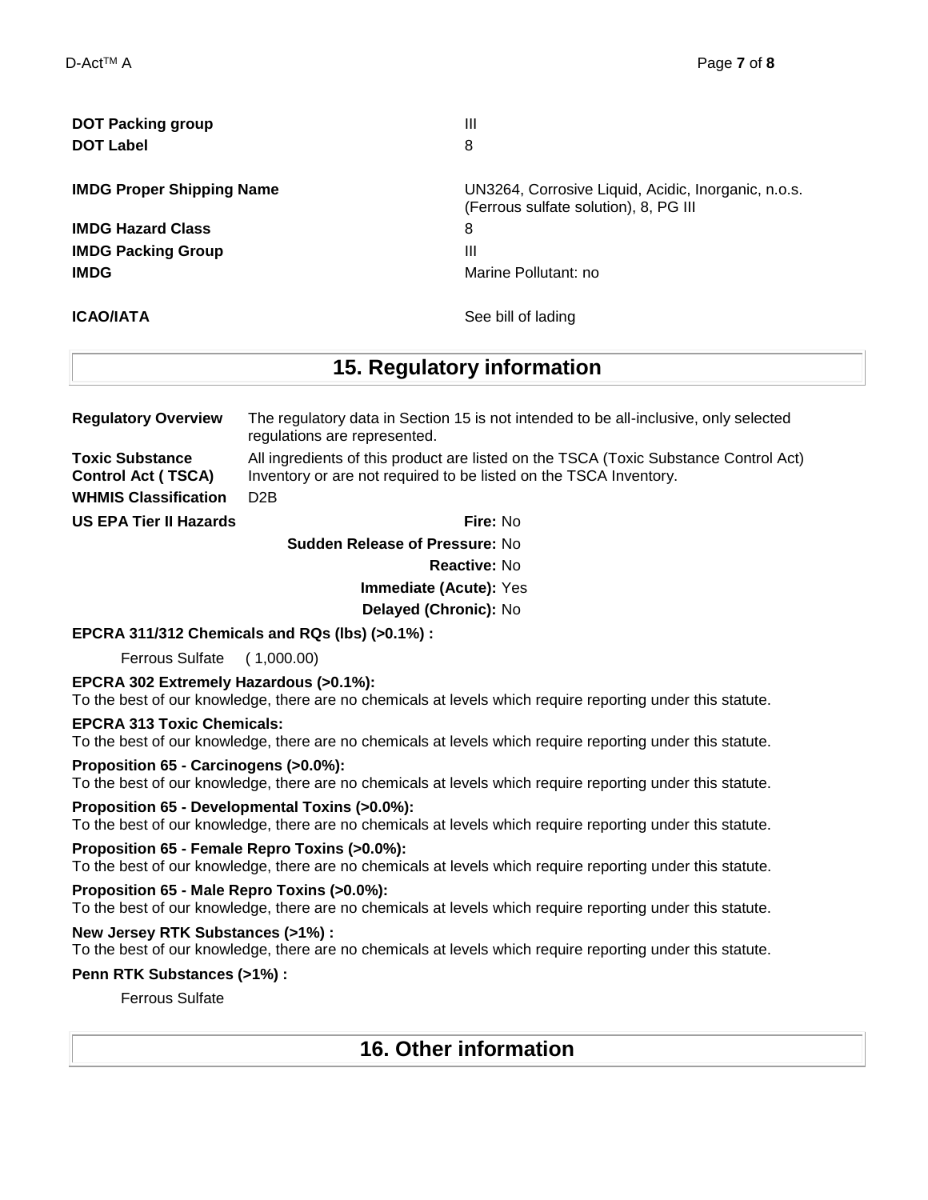| | |
|---|---|
| **DOT Packing group** | III |
| **DOT Label** | 8 |
| **IMDG Proper Shipping Name** | UN3264, Corrosive Liquid, Acidic, Inorganic, n.o.s. (Ferrous sulfate solution), 8, PG III |
| **IMDG Hazard Class** | 8 |
| **IMDG Packing Group** | III |
| **IMDG** | Marine Pollutant: no |
| **ICAO/IATA** | See bill of lading |

## 15. Regulatory information

**Regulatory Overview** The regulatory data in Section 15 is not intended to be all-inclusive, only selected regulations are represented.

**Toxic Substance Control Act ( TSCA)** All ingredients of this product are listed on the TSCA (Toxic Substance Control Act) Inventory or are not required to be listed on the TSCA Inventory.

**WHMIS Classification** D2B

**US EPA Tier II Hazards**

**Fire:** No
**Sudden Release of Pressure:** No
**Reactive:** No
**Immediate (Acute):** Yes
**Delayed (Chronic):** No

**EPCRA 311/312 Chemicals and RQs (lbs) (>0.1%) :**

Ferrous Sulfate ( 1,000.00)

**EPCRA 302 Extremely Hazardous (>0.1%):**
To the best of our knowledge, there are no chemicals at levels which require reporting under this statute.

**EPCRA 313 Toxic Chemicals:**
To the best of our knowledge, there are no chemicals at levels which require reporting under this statute.

**Proposition 65 - Carcinogens (>0.0%):**
To the best of our knowledge, there are no chemicals at levels which require reporting under this statute.

**Proposition 65 - Developmental Toxins (>0.0%):**
To the best of our knowledge, there are no chemicals at levels which require reporting under this statute.

**Proposition 65 - Female Repro Toxins (>0.0%):**
To the best of our knowledge, there are no chemicals at levels which require reporting under this statute.

**Proposition 65 - Male Repro Toxins (>0.0%):**
To the best of our knowledge, there are no chemicals at levels which require reporting under this statute.

**New Jersey RTK Substances (>1%) :**
To the best of our knowledge, there are no chemicals at levels which require reporting under this statute.

**Penn RTK Substances (>1%) :**

Ferrous Sulfate

## 16. Other information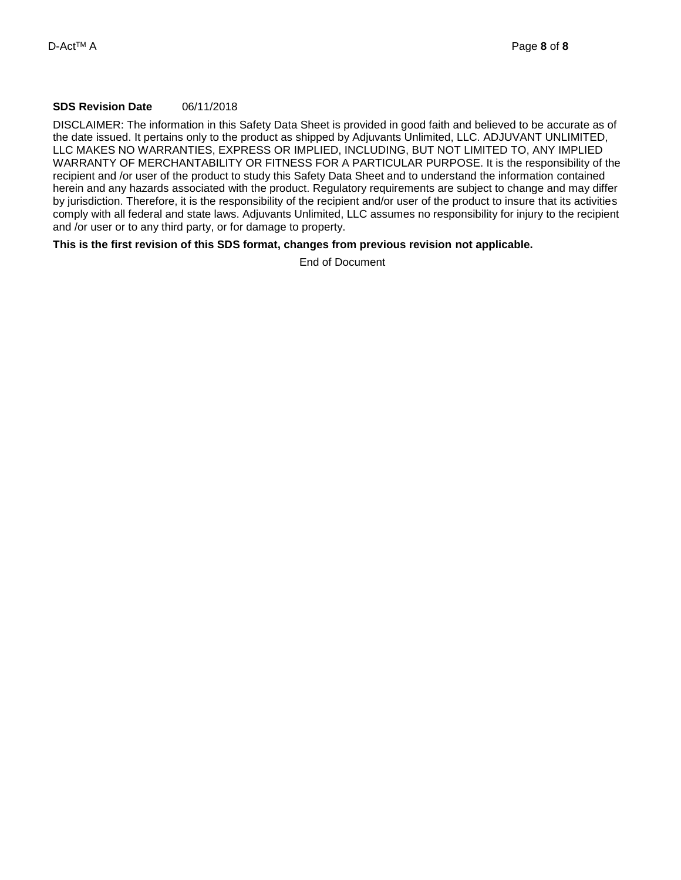**SDS Revision Date** 06/11/2018

DISCLAIMER: The information in this Safety Data Sheet is provided in good faith and believed to be accurate as of the date issued. It pertains only to the product as shipped by Adjuvants Unlimited, LLC. ADJUVANT UNLIMITED, LLC MAKES NO WARRANTIES, EXPRESS OR IMPLIED, INCLUDING, BUT NOT LIMITED TO, ANY IMPLIED WARRANTY OF MERCHANTABILITY OR FITNESS FOR A PARTICULAR PURPOSE. It is the responsibility of the recipient and /or user of the product to study this Safety Data Sheet and to understand the information contained herein and any hazards associated with the product. Regulatory requirements are subject to change and may differ by jurisdiction. Therefore, it is the responsibility of the recipient and/or user of the product to insure that its activities comply with all federal and state laws. Adjuvants Unlimited, LLC assumes no responsibility for injury to the recipient and /or user or to any third party, or for damage to property.

**This is the first revision of this SDS format, changes from previous revision not applicable.**

End of Document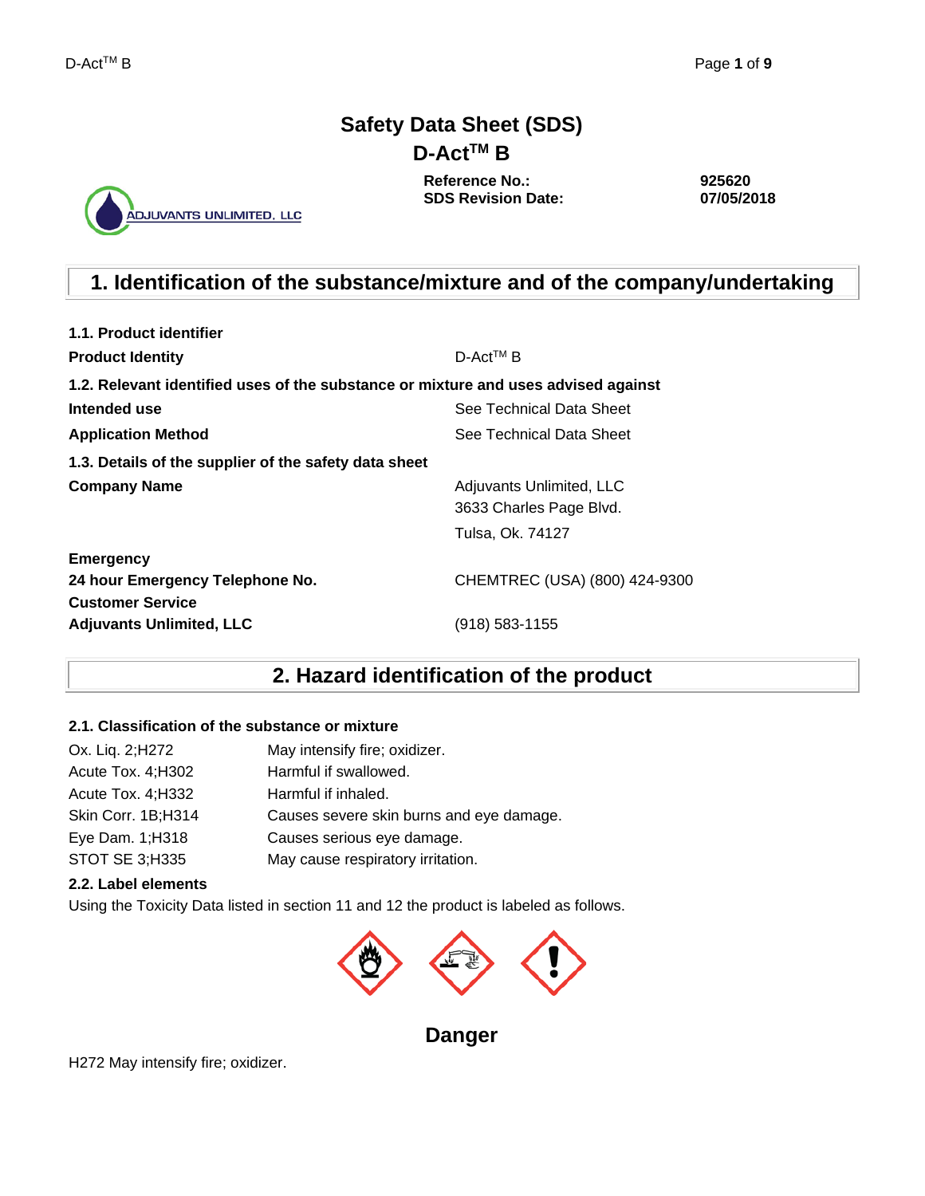# Safety Data Sheet (SDS)

## D-Act™ B

ADJUVANTS UNLIMITED, LLC

| | |
|---|---|
| **Reference No.:** | **925620** |
| **SDS Revision Date:** | **07/05/2018** |

## 1. Identification of the substance/mixture and of the company/undertaking

**1.1. Product identifier**

| | |
|---|---|
| **Product Identity** | D-Act™ B |

**1.2. Relevant identified uses of the substance or mixture and uses advised against**

| | |
|---|---|
| **Intended use** | See Technical Data Sheet |
| **Application Method** | See Technical Data Sheet |

**1.3. Details of the supplier of the safety data sheet**

| | |
|---|---|
| **Company Name** | Adjuvants Unlimited, LLC<br>3633 Charles Page Blvd.<br>Tulsa, Ok. 74127 |
| **Emergency** | |
| **24 hour Emergency Telephone No.** | CHEMTREC (USA) (800) 424-9300 |
| **Customer Service** | |
| **Adjuvants Unlimited, LLC** | (918) 583-1155 |

## 2. Hazard identification of the product

**2.1. Classification of the substance or mixture**

| | |
|---|---|
| Ox. Liq. 2;H272 | May intensify fire; oxidizer. |
| Acute Tox. 4;H302 | Harmful if swallowed. |
| Acute Tox. 4;H332 | Harmful if inhaled. |
| Skin Corr. 1B;H314 | Causes severe skin burns and eye damage. |
| Eye Dam. 1;H318 | Causes serious eye damage. |
| STOT SE 3;H335 | May cause respiratory irritation. |

**2.2. Label elements**

Using the Toxicity Data listed in section 11 and 12 the product is labeled as follows.

**Danger**

H272 May intensify fire; oxidizer.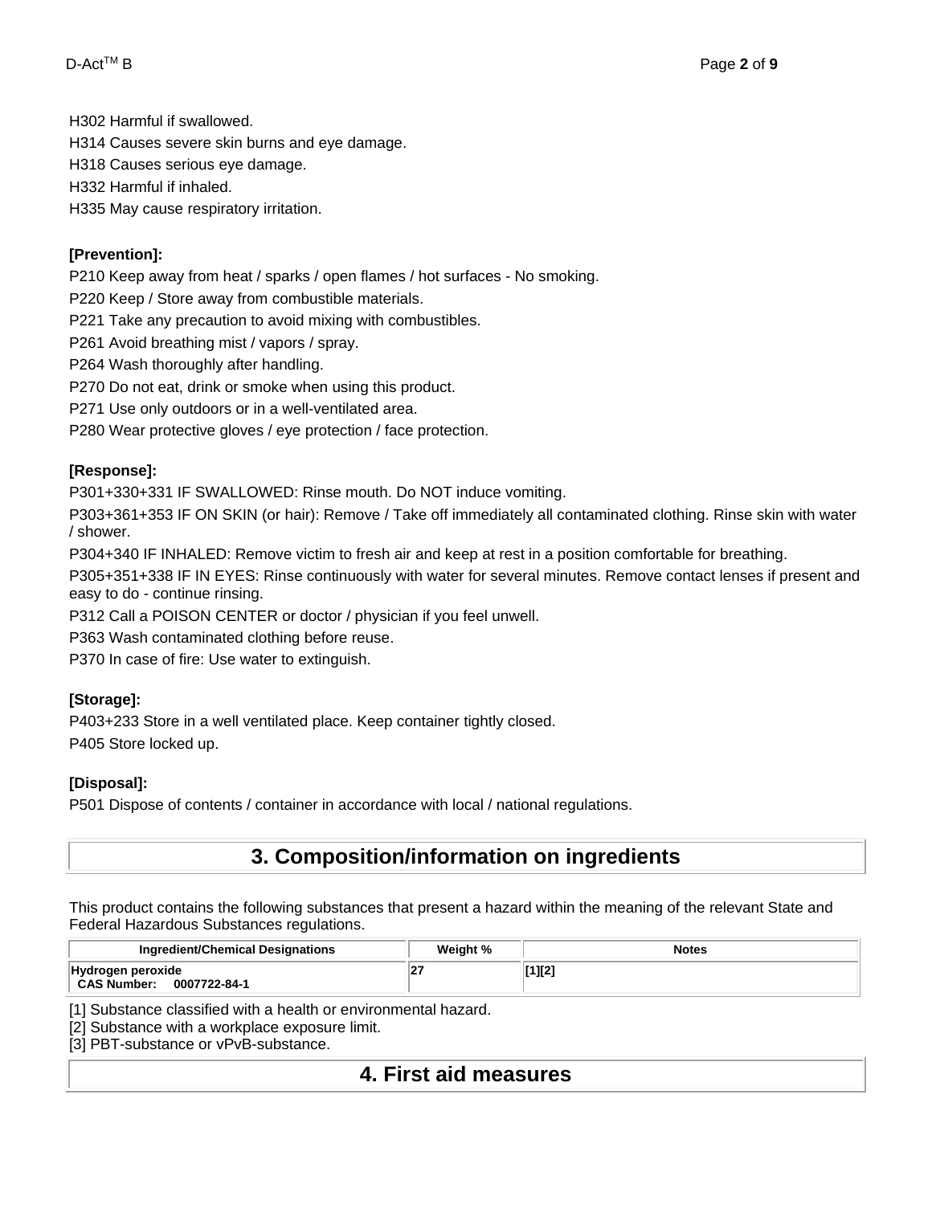H302 Harmful if swallowed.

H314 Causes severe skin burns and eye damage.

H318 Causes serious eye damage.

H332 Harmful if inhaled.

H335 May cause respiratory irritation.

**[Prevention]:**

P210 Keep away from heat / sparks / open flames / hot surfaces - No smoking.

P220 Keep / Store away from combustible materials.

P221 Take any precaution to avoid mixing with combustibles.

P261 Avoid breathing mist / vapors / spray.

P264 Wash thoroughly after handling.

P270 Do not eat, drink or smoke when using this product.

P271 Use only outdoors or in a well-ventilated area.

P280 Wear protective gloves / eye protection / face protection.

**[Response]:**

P301+330+331 IF SWALLOWED: Rinse mouth. Do NOT induce vomiting.

P303+361+353 IF ON SKIN (or hair): Remove / Take off immediately all contaminated clothing. Rinse skin with water / shower.

P304+340 IF INHALED: Remove victim to fresh air and keep at rest in a position comfortable for breathing.

P305+351+338 IF IN EYES: Rinse continuously with water for several minutes. Remove contact lenses if present and easy to do - continue rinsing.

P312 Call a POISON CENTER or doctor / physician if you feel unwell.

P363 Wash contaminated clothing before reuse.

P370 In case of fire: Use water to extinguish.

**[Storage]:**

P403+233 Store in a well ventilated place. Keep container tightly closed.

P405 Store locked up.

**[Disposal]:**

P501 Dispose of contents / container in accordance with local / national regulations.

## 3. Composition/information on ingredients

This product contains the following substances that present a hazard within the meaning of the relevant State and Federal Hazardous Substances regulations.

| Ingredient/Chemical Designations | Weight % | Notes |
|---|---|---|
| **Hydrogen peroxide** CAS Number: 0007722-84-1 | 27 | [1][2] |

[1] Substance classified with a health or environmental hazard.

[2] Substance with a workplace exposure limit.

[3] PBT-substance or vPvB-substance.

## 4. First aid measures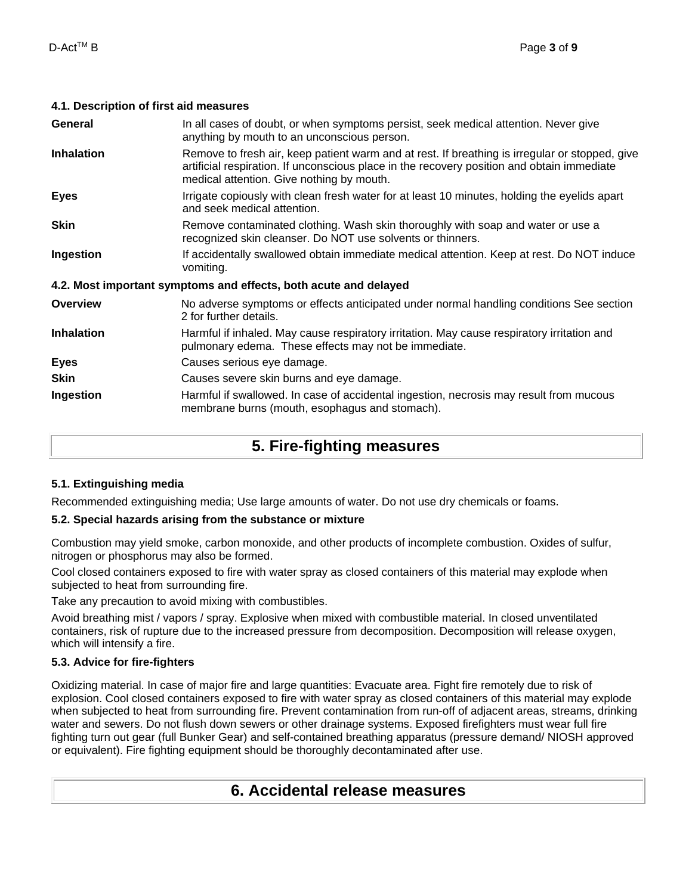### 4.1. Description of first aid measures

| | |
|---|---|
| **General** | In all cases of doubt, or when symptoms persist, seek medical attention. Never give anything by mouth to an unconscious person. |
| **Inhalation** | Remove to fresh air, keep patient warm and at rest. If breathing is irregular or stopped, give artificial respiration. If unconscious place in the recovery position and obtain immediate medical attention. Give nothing by mouth. |
| **Eyes** | Irrigate copiously with clean fresh water for at least 10 minutes, holding the eyelids apart and seek medical attention. |
| **Skin** | Remove contaminated clothing. Wash skin thoroughly with soap and water or use a recognized skin cleanser. Do NOT use solvents or thinners. |
| **Ingestion** | If accidentally swallowed obtain immediate medical attention. Keep at rest. Do NOT induce vomiting. |

### 4.2. Most important symptoms and effects, both acute and delayed

| | |
|---|---|
| **Overview** | No adverse symptoms or effects anticipated under normal handling conditions See section 2 for further details. |
| **Inhalation** | Harmful if inhaled. May cause respiratory irritation. May cause respiratory irritation and pulmonary edema. These effects may not be immediate. |
| **Eyes** | Causes serious eye damage. |
| **Skin** | Causes severe skin burns and eye damage. |
| **Ingestion** | Harmful if swallowed. In case of accidental ingestion, necrosis may result from mucous membrane burns (mouth, esophagus and stomach). |

## 5. Fire-fighting measures

### 5.1. Extinguishing media

Recommended extinguishing media; Use large amounts of water. Do not use dry chemicals or foams.

### 5.2. Special hazards arising from the substance or mixture

Combustion may yield smoke, carbon monoxide, and other products of incomplete combustion. Oxides of sulfur, nitrogen or phosphorus may also be formed.

Cool closed containers exposed to fire with water spray as closed containers of this material may explode when subjected to heat from surrounding fire.

Take any precaution to avoid mixing with combustibles.

Avoid breathing mist / vapors / spray. Explosive when mixed with combustible material. In closed unventilated containers, risk of rupture due to the increased pressure from decomposition. Decomposition will release oxygen, which will intensify a fire.

### 5.3. Advice for fire-fighters

Oxidizing material. In case of major fire and large quantities: Evacuate area. Fight fire remotely due to risk of explosion. Cool closed containers exposed to fire with water spray as closed containers of this material may explode when subjected to heat from surrounding fire. Prevent contamination from run-off of adjacent areas, streams, drinking water and sewers. Do not flush down sewers or other drainage systems. Exposed firefighters must wear full fire fighting turn out gear (full Bunker Gear) and self-contained breathing apparatus (pressure demand/ NIOSH approved or equivalent). Fire fighting equipment should be thoroughly decontaminated after use.

## 6. Accidental release measures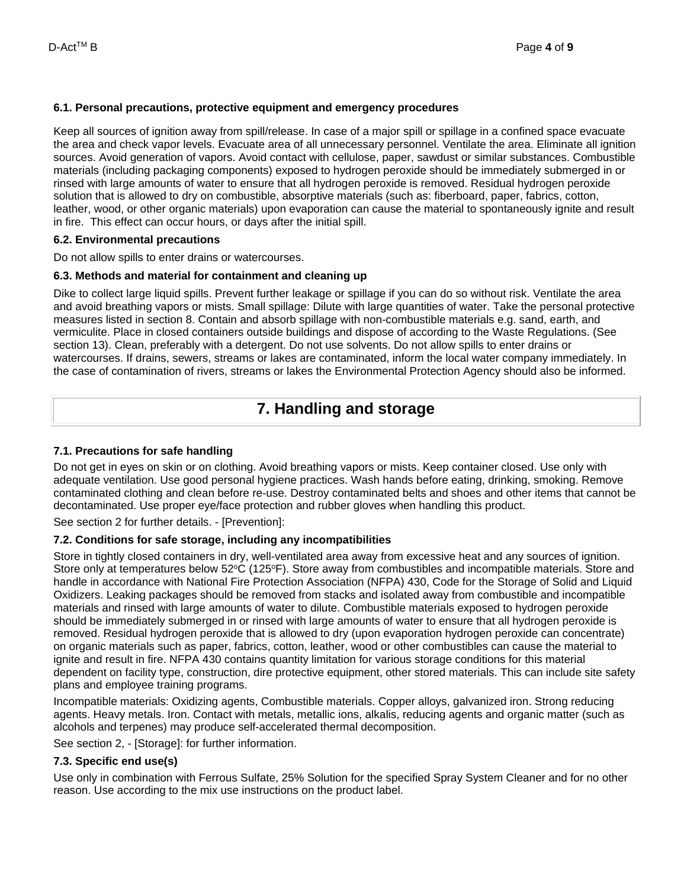### 6.1. Personal precautions, protective equipment and emergency procedures

Keep all sources of ignition away from spill/release. In case of a major spill or spillage in a confined space evacuate the area and check vapor levels. Evacuate area of all unnecessary personnel. Ventilate the area. Eliminate all ignition sources. Avoid generation of vapors. Avoid contact with cellulose, paper, sawdust or similar substances. Combustible materials (including packaging components) exposed to hydrogen peroxide should be immediately submerged in or rinsed with large amounts of water to ensure that all hydrogen peroxide is removed. Residual hydrogen peroxide solution that is allowed to dry on combustible, absorptive materials (such as: fiberboard, paper, fabrics, cotton, leather, wood, or other organic materials) upon evaporation can cause the material to spontaneously ignite and result in fire. This effect can occur hours, or days after the initial spill.

### 6.2. Environmental precautions

Do not allow spills to enter drains or watercourses.

### 6.3. Methods and material for containment and cleaning up

Dike to collect large liquid spills. Prevent further leakage or spillage if you can do so without risk. Ventilate the area and avoid breathing vapors or mists. Small spillage: Dilute with large quantities of water. Take the personal protective measures listed in section 8. Contain and absorb spillage with non-combustible materials e.g. sand, earth, and vermiculite. Place in closed containers outside buildings and dispose of according to the Waste Regulations. (See section 13). Clean, preferably with a detergent. Do not use solvents. Do not allow spills to enter drains or watercourses. If drains, sewers, streams or lakes are contaminated, inform the local water company immediately. In the case of contamination of rivers, streams or lakes the Environmental Protection Agency should also be informed.

## 7. Handling and storage

### 7.1. Precautions for safe handling

Do not get in eyes on skin or on clothing. Avoid breathing vapors or mists. Keep container closed. Use only with adequate ventilation. Use good personal hygiene practices. Wash hands before eating, drinking, smoking. Remove contaminated clothing and clean before re-use. Destroy contaminated belts and shoes and other items that cannot be decontaminated. Use proper eye/face protection and rubber gloves when handling this product.

See section 2 for further details. - [Prevention]:

### 7.2. Conditions for safe storage, including any incompatibilities

Store in tightly closed containers in dry, well-ventilated area away from excessive heat and any sources of ignition. Store only at temperatures below 52°C (125°F). Store away from combustibles and incompatible materials. Store and handle in accordance with National Fire Protection Association (NFPA) 430, Code for the Storage of Solid and Liquid Oxidizers. Leaking packages should be removed from stacks and isolated away from combustible and incompatible materials and rinsed with large amounts of water to dilute. Combustible materials exposed to hydrogen peroxide should be immediately submerged in or rinsed with large amounts of water to ensure that all hydrogen peroxide is removed. Residual hydrogen peroxide that is allowed to dry (upon evaporation hydrogen peroxide can concentrate) on organic materials such as paper, fabrics, cotton, leather, wood or other combustibles can cause the material to ignite and result in fire. NFPA 430 contains quantity limitation for various storage conditions for this material dependent on facility type, construction, dire protective equipment, other stored materials. This can include site safety plans and employee training programs.

Incompatible materials: Oxidizing agents, Combustible materials. Copper alloys, galvanized iron. Strong reducing agents. Heavy metals. Iron. Contact with metals, metallic ions, alkalis, reducing agents and organic matter (such as alcohols and terpenes) may produce self-accelerated thermal decomposition.

See section 2, - [Storage]: for further information.

### 7.3. Specific end use(s)

Use only in combination with Ferrous Sulfate, 25% Solution for the specified Spray System Cleaner and for no other reason. Use according to the mix use instructions on the product label.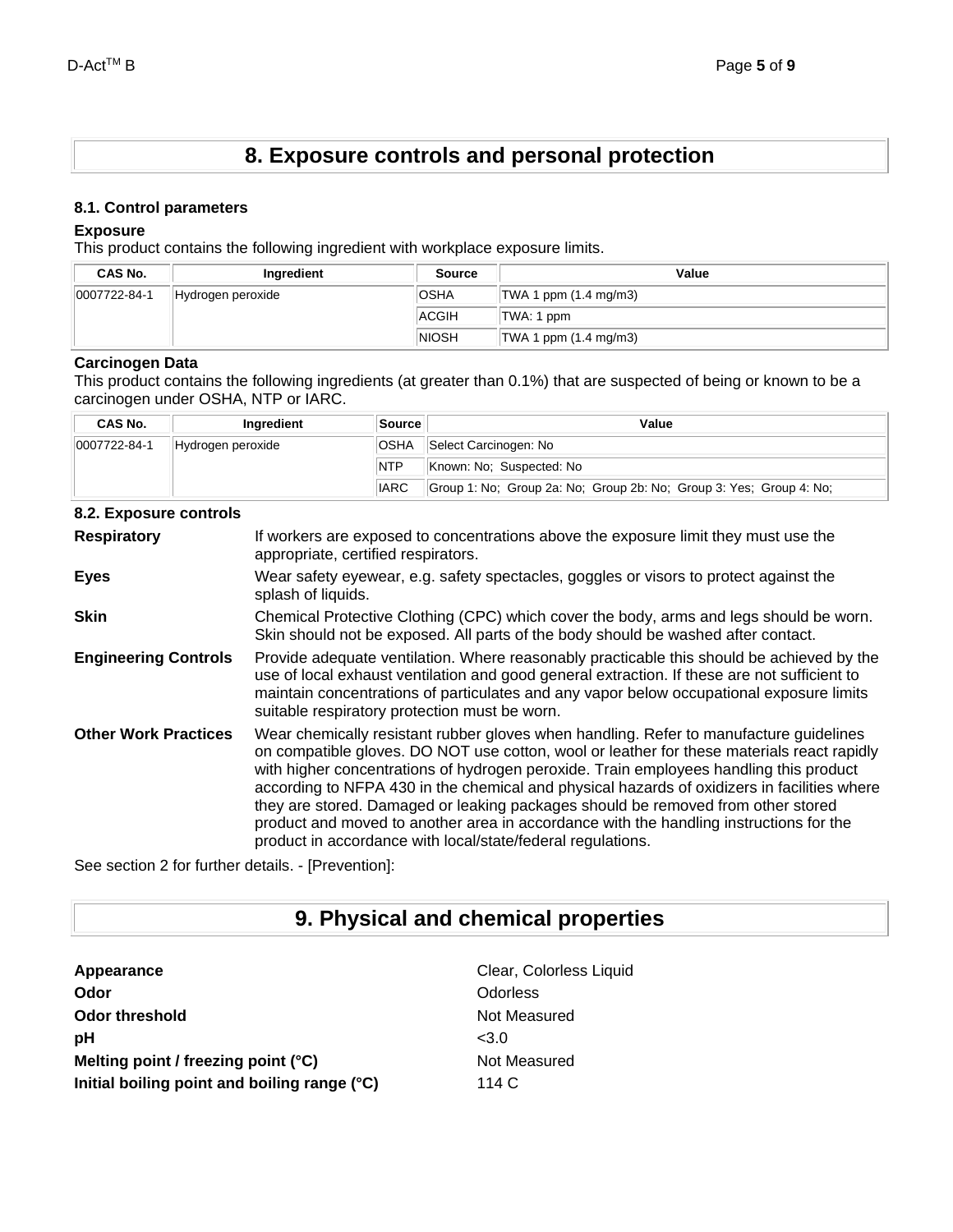# 8. Exposure controls and personal protection

### 8.1. Control parameters

**Exposure**

This product contains the following ingredient with workplace exposure limits.

| CAS No. | Ingredient | Source | Value |
|---|---|---|---|
| 0007722-84-1 | Hydrogen peroxide | OSHA | TWA 1 ppm (1.4 mg/m3) |
| | | ACGIH | TWA: 1 ppm |
| | | NIOSH | TWA 1 ppm (1.4 mg/m3) |

**Carcinogen Data**

This product contains the following ingredients (at greater than 0.1%) that are suspected of being or known to be a carcinogen under OSHA, NTP or IARC.

| CAS No. | Ingredient | Source | Value |
|---|---|---|---|
| 0007722-84-1 | Hydrogen peroxide | OSHA | Select Carcinogen: No |
| | | NTP | Known: No; Suspected: No |
| | | IARC | Group 1: No; Group 2a: No; Group 2b: No; Group 3: Yes; Group 4: No; |

### 8.2. Exposure controls

**Respiratory** If workers are exposed to concentrations above the exposure limit they must use the appropriate, certified respirators.

**Eyes** Wear safety eyewear, e.g. safety spectacles, goggles or visors to protect against the splash of liquids.

**Skin** Chemical Protective Clothing (CPC) which cover the body, arms and legs should be worn. Skin should not be exposed. All parts of the body should be washed after contact.

**Engineering Controls** Provide adequate ventilation. Where reasonably practicable this should be achieved by the use of local exhaust ventilation and good general extraction. If these are not sufficient to maintain concentrations of particulates and any vapor below occupational exposure limits suitable respiratory protection must be worn.

**Other Work Practices** Wear chemically resistant rubber gloves when handling. Refer to manufacture guidelines on compatible gloves. DO NOT use cotton, wool or leather for these materials react rapidly with higher concentrations of hydrogen peroxide. Train employees handling this product according to NFPA 430 in the chemical and physical hazards of oxidizers in facilities where they are stored. Damaged or leaking packages should be removed from other stored product and moved to another area in accordance with the handling instructions for the product in accordance with local/state/federal regulations.

See section 2 for further details. - [Prevention]:

# 9. Physical and chemical properties

| | |
|---|---|
| **Appearance** | Clear, Colorless Liquid |
| **Odor** | Odorless |
| **Odor threshold** | Not Measured |
| **pH** | <3.0 |
| **Melting point / freezing point (°C)** | Not Measured |
| **Initial boiling point and boiling range (°C)** | 114 C |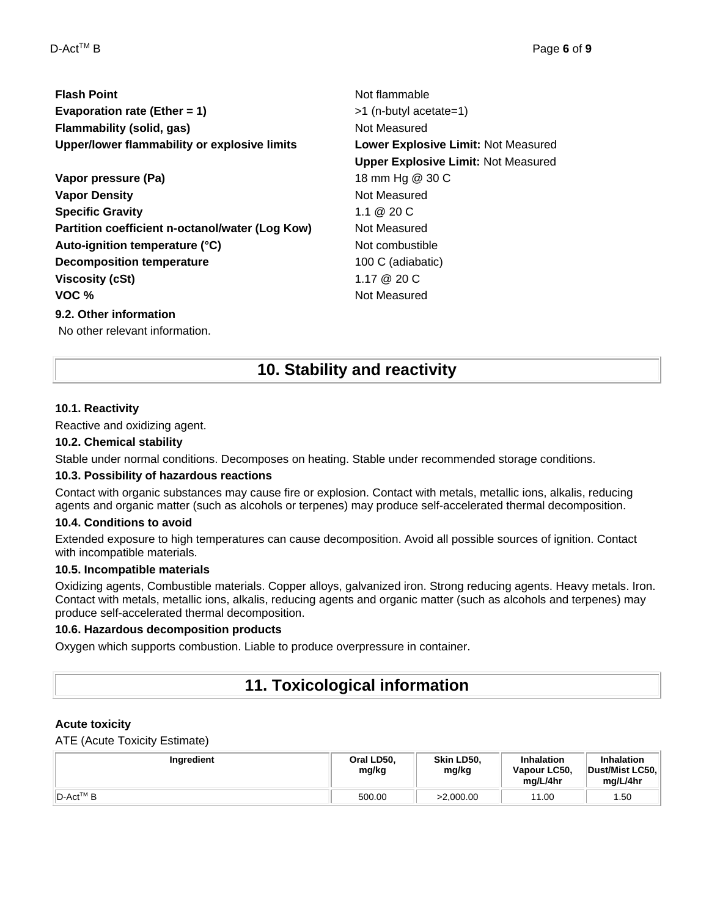| | |
|---|---|
| **Flash Point** | Not flammable |
| **Evaporation rate (Ether = 1)** | >1 (n-butyl acetate=1) |
| **Flammability (solid, gas)** | Not Measured |
| **Upper/lower flammability or explosive limits** | **Lower Explosive Limit:** Not Measured<br>**Upper Explosive Limit:** Not Measured |
| **Vapor pressure (Pa)** | 18 mm Hg @ 30 C |
| **Vapor Density** | Not Measured |
| **Specific Gravity** | 1.1 @ 20 C |
| **Partition coefficient n-octanol/water (Log Kow)** | Not Measured |
| **Auto-ignition temperature (°C)** | Not combustible |
| **Decomposition temperature** | 100 C (adiabatic) |
| **Viscosity (cSt)** | 1.17 @ 20 C |
| **VOC %** | Not Measured |

### 9.2. Other information

No other relevant information.

## 10. Stability and reactivity

### 10.1. Reactivity

Reactive and oxidizing agent.

### 10.2. Chemical stability

Stable under normal conditions. Decomposes on heating. Stable under recommended storage conditions.

### 10.3. Possibility of hazardous reactions

Contact with organic substances may cause fire or explosion. Contact with metals, metallic ions, alkalis, reducing agents and organic matter (such as alcohols or terpenes) may produce self-accelerated thermal decomposition.

### 10.4. Conditions to avoid

Extended exposure to high temperatures can cause decomposition. Avoid all possible sources of ignition. Contact with incompatible materials.

### 10.5. Incompatible materials

Oxidizing agents, Combustible materials. Copper alloys, galvanized iron. Strong reducing agents. Heavy metals. Iron. Contact with metals, metallic ions, alkalis, reducing agents and organic matter (such as alcohols and terpenes) may produce self-accelerated thermal decomposition.

### 10.6. Hazardous decomposition products

Oxygen which supports combustion. Liable to produce overpressure in container.

## 11. Toxicological information

**Acute toxicity**

ATE (Acute Toxicity Estimate)

| Ingredient | Oral LD50, mg/kg | Skin LD50, mg/kg | Inhalation Vapour LC50, mg/L/4hr | Inhalation Dust/Mist LC50, mg/L/4hr |
|---|---|---|---|---|
| D-Act™ B | 500.00 | >2,000.00 | 11.00 | 1.50 |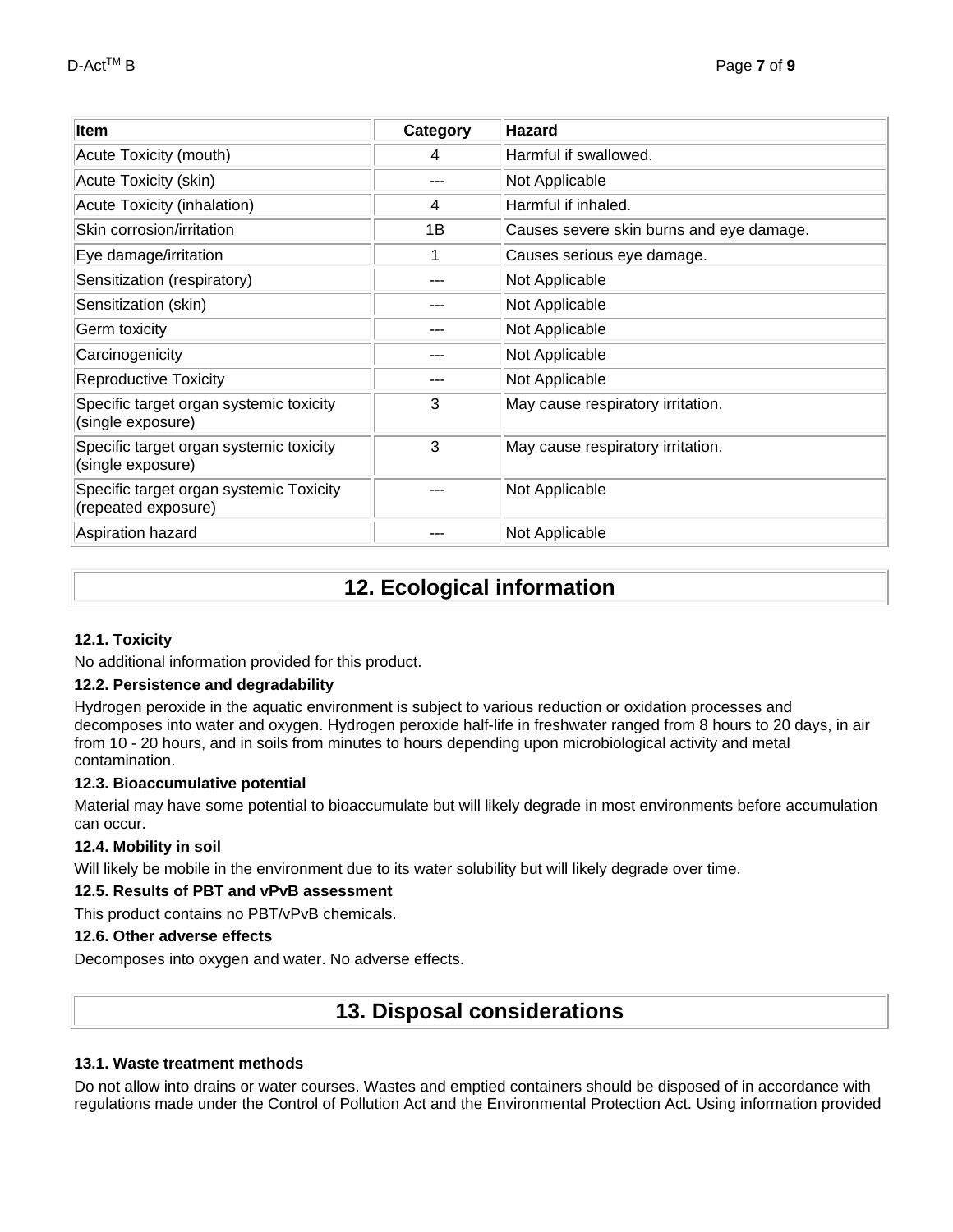| Item | Category | Hazard |
| --- | --- | --- |
| Acute Toxicity (mouth) | 4 | Harmful if swallowed. |
| Acute Toxicity (skin) | --- | Not Applicable |
| Acute Toxicity (inhalation) | 4 | Harmful if inhaled. |
| Skin corrosion/irritation | 1B | Causes severe skin burns and eye damage. |
| Eye damage/irritation | 1 | Causes serious eye damage. |
| Sensitization (respiratory) | --- | Not Applicable |
| Sensitization (skin) | --- | Not Applicable |
| Germ toxicity | --- | Not Applicable |
| Carcinogenicity | --- | Not Applicable |
| Reproductive Toxicity | --- | Not Applicable |
| Specific target organ systemic toxicity (single exposure) | 3 | May cause respiratory irritation. |
| Specific target organ systemic toxicity (single exposure) | 3 | May cause respiratory irritation. |
| Specific target organ systemic Toxicity (repeated exposure) | --- | Not Applicable |
| Aspiration hazard | --- | Not Applicable |

# 12. Ecological information

**12.1. Toxicity**

No additional information provided for this product.

**12.2. Persistence and degradability**

Hydrogen peroxide in the aquatic environment is subject to various reduction or oxidation processes and decomposes into water and oxygen. Hydrogen peroxide half-life in freshwater ranged from 8 hours to 20 days, in air from 10 - 20 hours, and in soils from minutes to hours depending upon microbiological activity and metal contamination.

**12.3. Bioaccumulative potential**

Material may have some potential to bioaccumulate but will likely degrade in most environments before accumulation can occur.

**12.4. Mobility in soil**

Will likely be mobile in the environment due to its water solubility but will likely degrade over time.

**12.5. Results of PBT and vPvB assessment**

This product contains no PBT/vPvB chemicals.

**12.6. Other adverse effects**

Decomposes into oxygen and water. No adverse effects.

# 13. Disposal considerations

**13.1. Waste treatment methods**

Do not allow into drains or water courses. Wastes and emptied containers should be disposed of in accordance with regulations made under the Control of Pollution Act and the Environmental Protection Act. Using information provided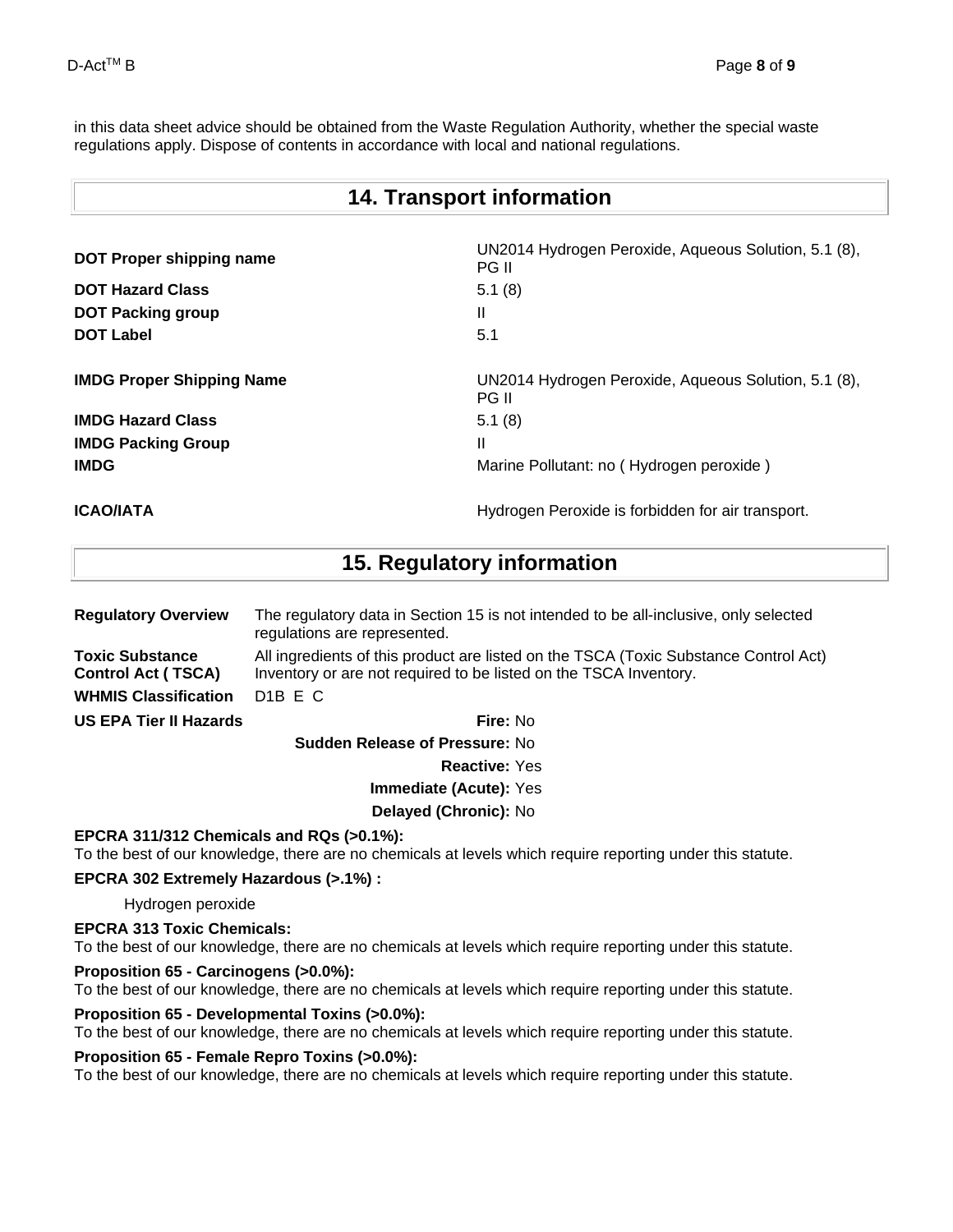in this data sheet advice should be obtained from the Waste Regulation Authority, whether the special waste regulations apply. Dispose of contents in accordance with local and national regulations.

## 14. Transport information

| | |
|---|---|
| **DOT Proper shipping name** | UN2014 Hydrogen Peroxide, Aqueous Solution, 5.1 (8), PG II |
| **DOT Hazard Class** | 5.1 (8) |
| **DOT Packing group** | II |
| **DOT Label** | 5.1 |
| **IMDG Proper Shipping Name** | UN2014 Hydrogen Peroxide, Aqueous Solution, 5.1 (8), PG II |
| **IMDG Hazard Class** | 5.1 (8) |
| **IMDG Packing Group** | II |
| **IMDG** | Marine Pollutant: no ( Hydrogen peroxide ) |
| **ICAO/IATA** | Hydrogen Peroxide is forbidden for air transport. |

## 15. Regulatory information

**Regulatory Overview** The regulatory data in Section 15 is not intended to be all-inclusive, only selected regulations are represented.

**Toxic Substance Control Act ( TSCA)** All ingredients of this product are listed on the TSCA (Toxic Substance Control Act) Inventory or are not required to be listed on the TSCA Inventory.

**WHMIS Classification** D1B E C

**US EPA Tier II Hazards**

**Fire:** No
**Sudden Release of Pressure:** No
**Reactive:** Yes
**Immediate (Acute):** Yes
**Delayed (Chronic):** No

**EPCRA 311/312 Chemicals and RQs (>0.1%):**
To the best of our knowledge, there are no chemicals at levels which require reporting under this statute.

**EPCRA 302 Extremely Hazardous (>.1%) :**

Hydrogen peroxide

**EPCRA 313 Toxic Chemicals:**
To the best of our knowledge, there are no chemicals at levels which require reporting under this statute.

**Proposition 65 - Carcinogens (>0.0%):**
To the best of our knowledge, there are no chemicals at levels which require reporting under this statute.

**Proposition 65 - Developmental Toxins (>0.0%):**
To the best of our knowledge, there are no chemicals at levels which require reporting under this statute.

**Proposition 65 - Female Repro Toxins (>0.0%):**
To the best of our knowledge, there are no chemicals at levels which require reporting under this statute.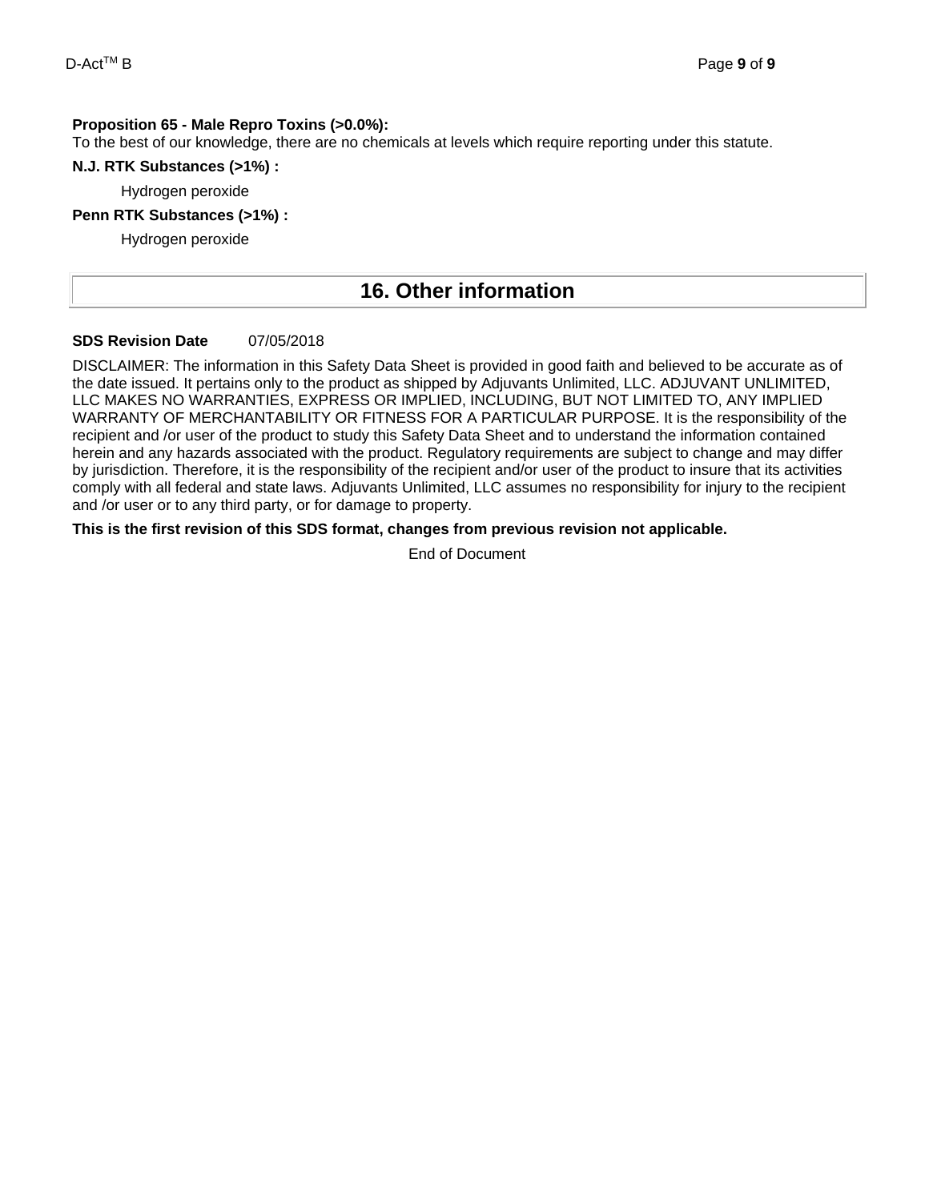**Proposition 65 - Male Repro Toxins (>0.0%):**

To the best of our knowledge, there are no chemicals at levels which require reporting under this statute.

**N.J. RTK Substances (>1%) :**

Hydrogen peroxide

**Penn RTK Substances (>1%) :**

Hydrogen peroxide

## 16. Other information

**SDS Revision Date** 07/05/2018

DISCLAIMER: The information in this Safety Data Sheet is provided in good faith and believed to be accurate as of the date issued. It pertains only to the product as shipped by Adjuvants Unlimited, LLC. ADJUVANT UNLIMITED, LLC MAKES NO WARRANTIES, EXPRESS OR IMPLIED, INCLUDING, BUT NOT LIMITED TO, ANY IMPLIED WARRANTY OF MERCHANTABILITY OR FITNESS FOR A PARTICULAR PURPOSE. It is the responsibility of the recipient and /or user of the product to study this Safety Data Sheet and to understand the information contained herein and any hazards associated with the product. Regulatory requirements are subject to change and may differ by jurisdiction. Therefore, it is the responsibility of the recipient and/or user of the product to insure that its activities comply with all federal and state laws. Adjuvants Unlimited, LLC assumes no responsibility for injury to the recipient and /or user or to any third party, or for damage to property.

**This is the first revision of this SDS format, changes from previous revision not applicable.**

End of Document